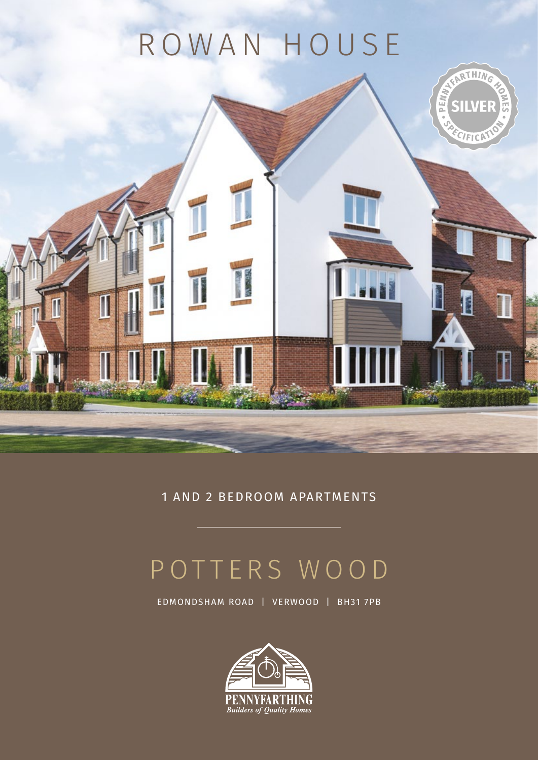# ROWAN HOUSE

PENNYFARTHING HOMES · SILVER · SPECIFICATION

1 AND 2 BEDROOM APARTMENTS

# POTTERS WOOD

EDMONDSHAM ROAD | VERWOOD | BH31 7PB

PENNYFARTHING
*Builders of Quality Homes*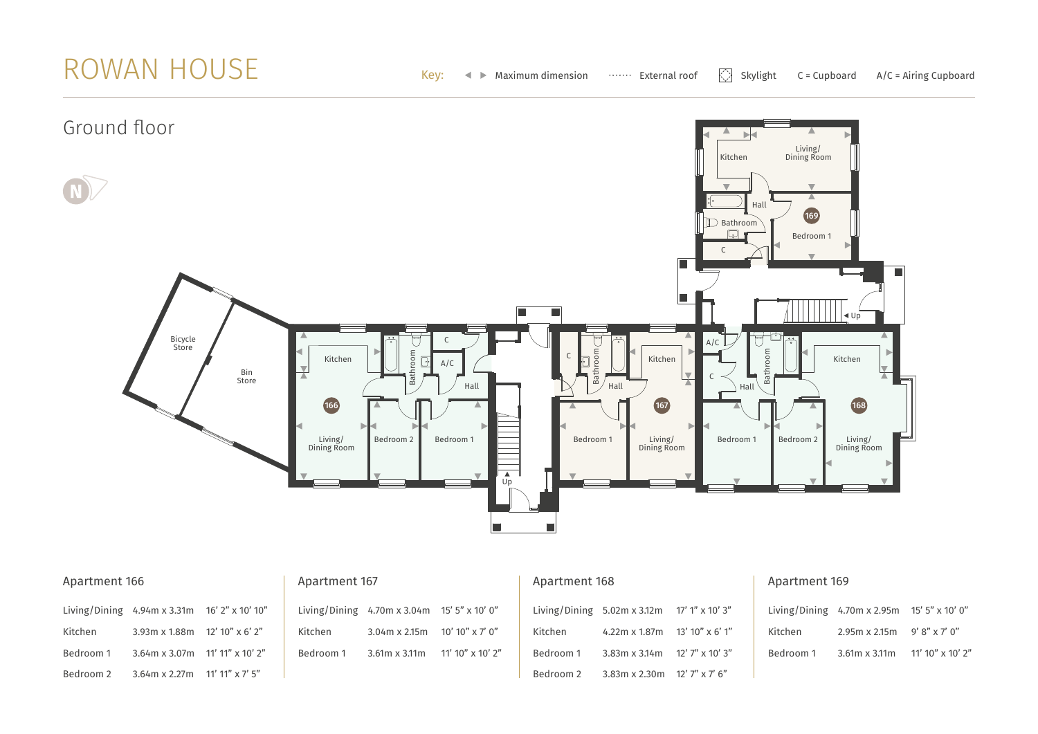# ROWAN HOUSE

Key: ◄ ► Maximum dimension ······· External roof Skylight C = Cupboard A/C = Airing Cupboard

## Ground floor

### Apartment 166

| Room | Metric | Imperial |
|---|---|---|
| Living/Dining | 4.94m x 3.31m | 16' 2" x 10' 10" |
| Kitchen | 3.93m x 1.88m | 12' 10" x 6' 2" |
| Bedroom 1 | 3.64m x 3.07m | 11' 11" x 10' 2" |
| Bedroom 2 | 3.64m x 2.27m | 11' 11" x 7' 5" |

### Apartment 167

| Room | Metric | Imperial |
|---|---|---|
| Living/Dining | 4.70m x 3.04m | 15' 5" x 10' 0" |
| Kitchen | 3.04m x 2.15m | 10' 10" x 7' 0" |
| Bedroom 1 | 3.61m x 3.11m | 11' 10" x 10' 2" |

### Apartment 168

| Room | Metric | Imperial |
|---|---|---|
| Living/Dining | 5.02m x 3.12m | 17' 1" x 10' 3" |
| Kitchen | 4.22m x 1.87m | 13' 10" x 6' 1" |
| Bedroom 1 | 3.83m x 3.14m | 12' 7" x 10' 3" |
| Bedroom 2 | 3.83m x 2.30m | 12' 7" x 7' 6" |

### Apartment 169

| Room | Metric | Imperial |
|---|---|---|
| Living/Dining | 4.70m x 2.95m | 15' 5" x 10' 0" |
| Kitchen | 2.95m x 2.15m | 9' 8" x 7' 0" |
| Bedroom 1 | 3.61m x 3.11m | 11' 10" x 10' 2" |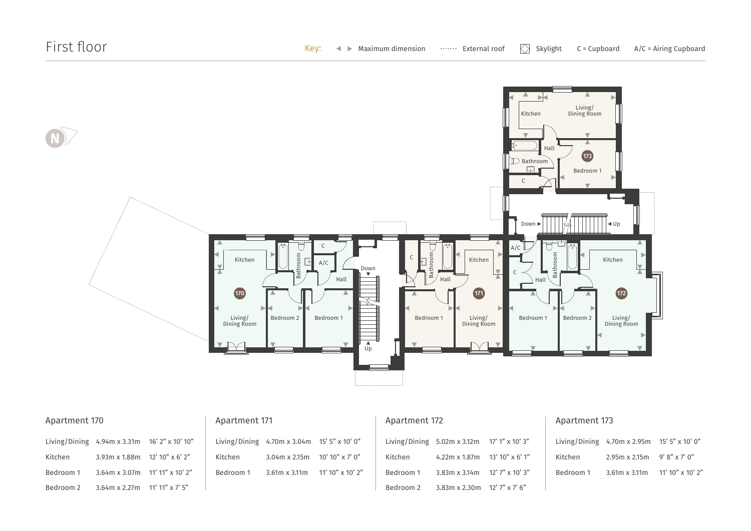# First floor

Key: ◀ ▶ Maximum dimension ······ External roof Skylight C = Cupboard A/C = Airing Cupboard

### Apartment 170

| Room | Metric | Imperial |
|---|---|---|
| Living/Dining | 4.94m x 3.31m | 16' 2" x 10' 10" |
| Kitchen | 3.93m x 1.88m | 12' 10" x 6' 2" |
| Bedroom 1 | 3.64m x 3.07m | 11' 11" x 10' 2" |
| Bedroom 2 | 3.64m x 2.27m | 11' 11" x 7' 5" |

### Apartment 171

| Room | Metric | Imperial |
|---|---|---|
| Living/Dining | 4.70m x 3.04m | 15' 5" x 10' 0" |
| Kitchen | 3.04m x 2.15m | 10' 10" x 7' 0" |
| Bedroom 1 | 3.61m x 3.11m | 11' 10" x 10' 2" |

### Apartment 172

| Room | Metric | Imperial |
|---|---|---|
| Living/Dining | 5.02m x 3.12m | 17' 1" x 10' 3" |
| Kitchen | 4.22m x 1.87m | 13' 10" x 6' 1" |
| Bedroom 1 | 3.83m x 3.14m | 12' 7" x 10' 3" |
| Bedroom 2 | 3.83m x 2.30m | 12' 7" x 7' 6" |

### Apartment 173

| Room | Metric | Imperial |
|---|---|---|
| Living/Dining | 4.70m x 2.95m | 15' 5" x 10' 0" |
| Kitchen | 2.95m x 2.15m | 9' 8" x 7' 0" |
| Bedroom 1 | 3.61m x 3.11m | 11' 10" x 10' 2" |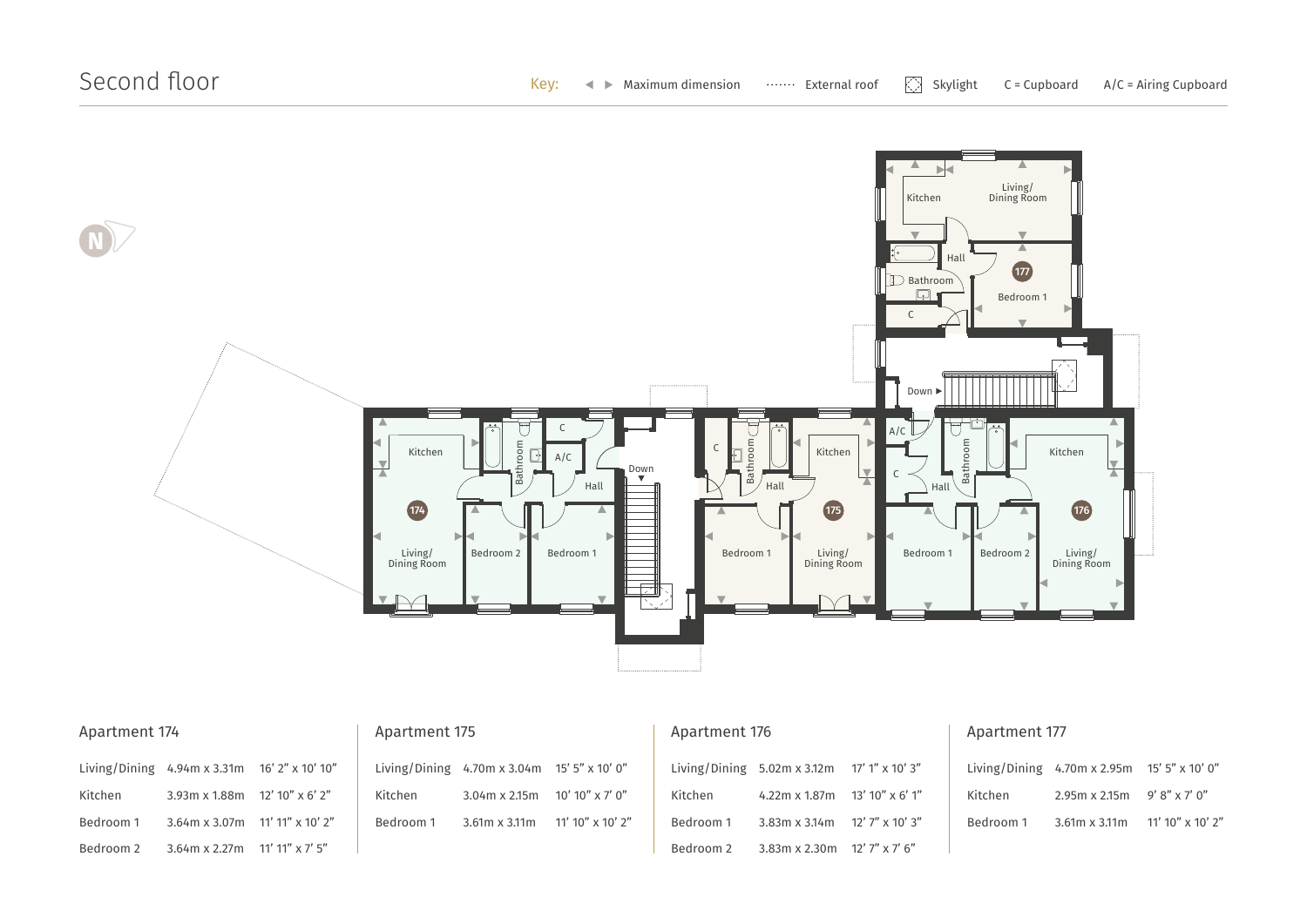## Second floor

Key: ◄ ► Maximum dimension ······· External roof ⊠ Skylight C = Cupboard A/C = Airing Cupboard

### Apartment 174

| Living/Dining | 4.94m x 3.31m | 16' 2" x 10' 10" |
|---|---|---|
| Kitchen | 3.93m x 1.88m | 12' 10" x 6' 2" |
| Bedroom 1 | 3.64m x 3.07m | 11' 11" x 10' 2" |
| Bedroom 2 | 3.64m x 2.27m | 11' 11" x 7' 5" |

### Apartment 175

| Living/Dining | 4.70m x 3.04m | 15' 5" x 10' 0" |
|---|---|---|
| Kitchen | 3.04m x 2.15m | 10' 10" x 7' 0" |
| Bedroom 1 | 3.61m x 3.11m | 11' 10" x 10' 2" |

### Apartment 176

| Living/Dining | 5.02m x 3.12m | 17' 1" x 10' 3" |
|---|---|---|
| Kitchen | 4.22m x 1.87m | 13' 10" x 6' 1" |
| Bedroom 1 | 3.83m x 3.14m | 12' 7" x 10' 3" |
| Bedroom 2 | 3.83m x 2.30m | 12' 7" x 7' 6" |

### Apartment 177

| Living/Dining | 4.70m x 2.95m | 15' 5" x 10' 0" |
|---|---|---|
| Kitchen | 2.95m x 2.15m | 9' 8" x 7' 0" |
| Bedroom 1 | 3.61m x 3.11m | 11' 10" x 10' 2" |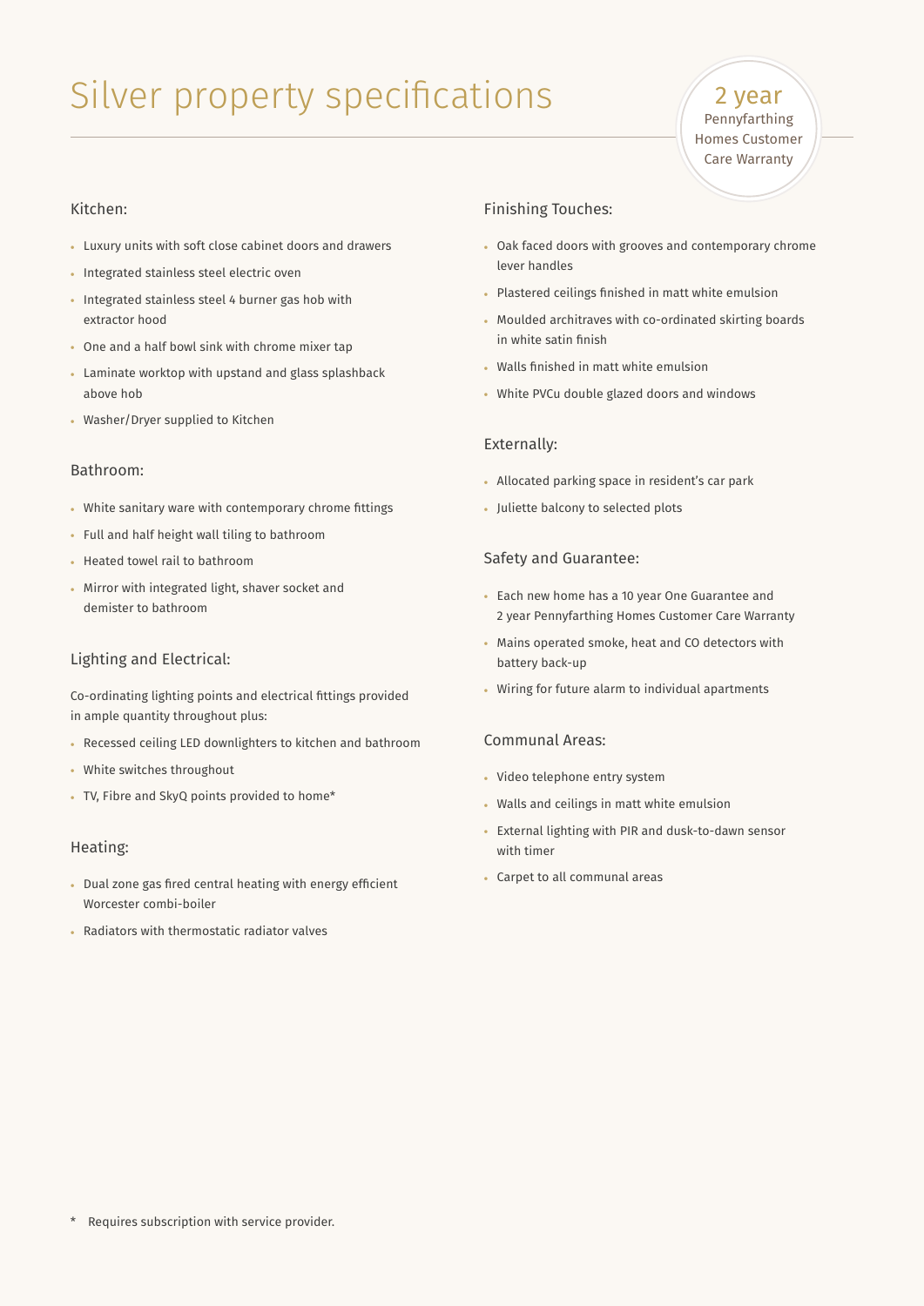# Silver property specifications

2 year
Pennyfarthing Homes Customer Care Warranty

## Kitchen:

- Luxury units with soft close cabinet doors and drawers
- Integrated stainless steel electric oven
- Integrated stainless steel 4 burner gas hob with extractor hood
- One and a half bowl sink with chrome mixer tap
- Laminate worktop with upstand and glass splashback above hob
- Washer/Dryer supplied to Kitchen

## Bathroom:

- White sanitary ware with contemporary chrome fittings
- Full and half height wall tiling to bathroom
- Heated towel rail to bathroom
- Mirror with integrated light, shaver socket and demister to bathroom

## Lighting and Electrical:

Co-ordinating lighting points and electrical fittings provided in ample quantity throughout plus:

- Recessed ceiling LED downlighters to kitchen and bathroom
- White switches throughout
- TV, Fibre and SkyQ points provided to home*

## Heating:

- Dual zone gas fired central heating with energy efficient Worcester combi-boiler
- Radiators with thermostatic radiator valves

## Finishing Touches:

- Oak faced doors with grooves and contemporary chrome lever handles
- Plastered ceilings finished in matt white emulsion
- Moulded architraves with co-ordinated skirting boards in white satin finish
- Walls finished in matt white emulsion
- White PVCu double glazed doors and windows

## Externally:

- Allocated parking space in resident's car park
- Juliette balcony to selected plots

## Safety and Guarantee:

- Each new home has a 10 year One Guarantee and 2 year Pennyfarthing Homes Customer Care Warranty
- Mains operated smoke, heat and CO detectors with battery back-up
- Wiring for future alarm to individual apartments

## Communal Areas:

- Video telephone entry system
- Walls and ceilings in matt white emulsion
- External lighting with PIR and dusk-to-dawn sensor with timer
- Carpet to all communal areas

\* Requires subscription with service provider.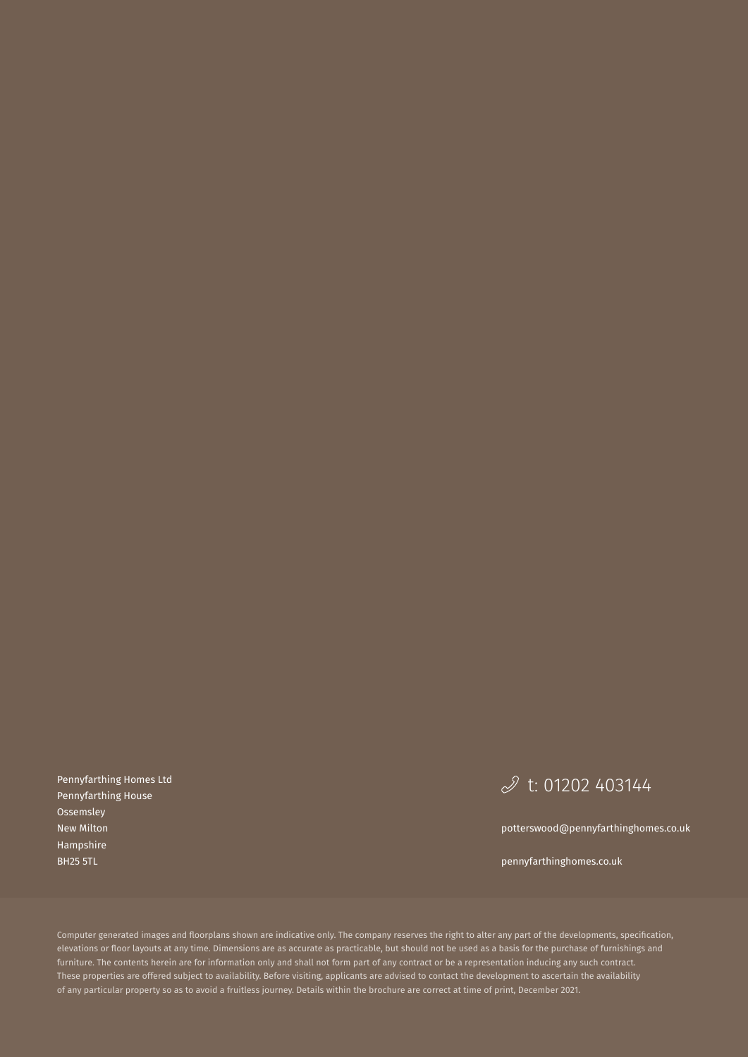Pennyfarthing Homes Ltd
Pennyfarthing House
Ossemsley
New Milton
Hampshire
BH25 5TL

t: 01202 403144

potterswood@pennyfarthinghomes.co.uk

pennyfarthinghomes.co.uk

Computer generated images and floorplans shown are indicative only. The company reserves the right to alter any part of the developments, specification, elevations or floor layouts at any time. Dimensions are as accurate as practicable, but should not be used as a basis for the purchase of furnishings and furniture. The contents herein are for information only and shall not form part of any contract or be a representation inducing any such contract. These properties are offered subject to availability. Before visiting, applicants are advised to contact the development to ascertain the availability of any particular property so as to avoid a fruitless journey. Details within the brochure are correct at time of print, December 2021.